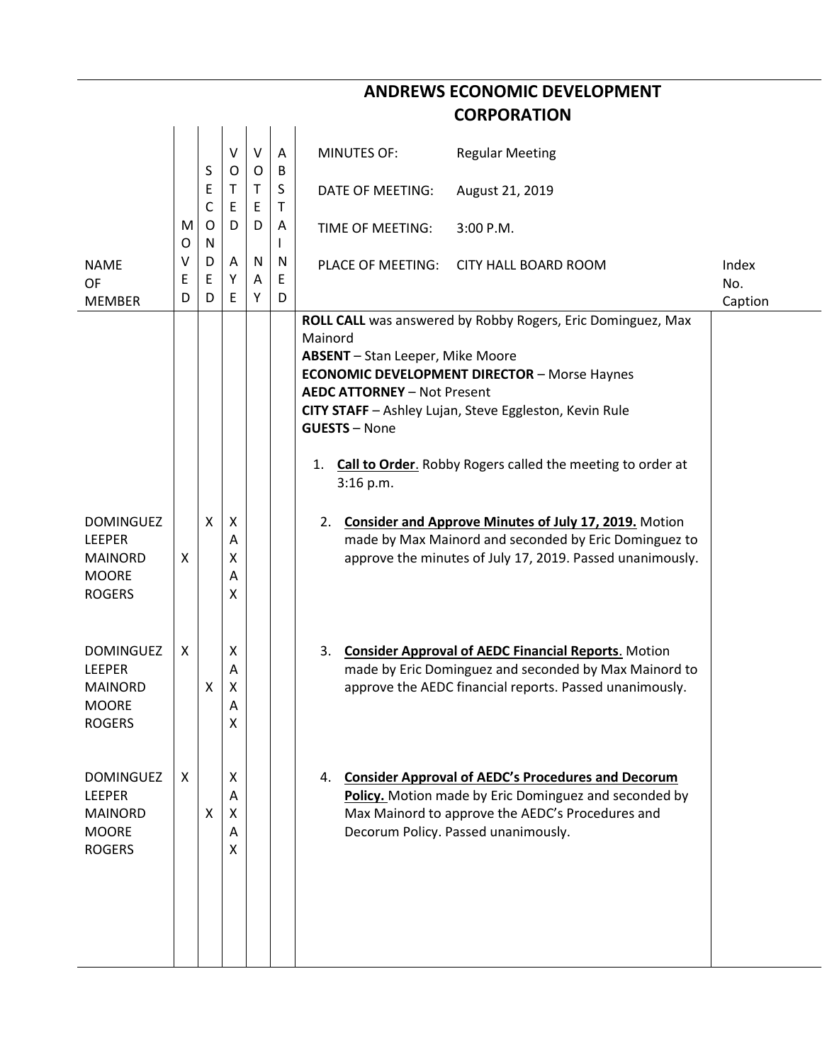# ANDREWS ECONOMIC DEVELOPMENT CORPORATION

| NAME OF MEMBER | MOVED | SECONDED | VOTED AYE | VOTED NAY | ABSTAINED | MINUTES OF: Regular Meeting<br>DATE OF MEETING: August 21, 2019<br>TIME OF MEETING: 3:00 P.M.<br>PLACE OF MEETING: CITY HALL BOARD ROOM | Index No. Caption |
|---|---|---|---|---|---|---|---|
| | | | | | | **ROLL CALL** was answered by Robby Rogers, Eric Dominguez, Max Mainord<br>**ABSENT** – Stan Leeper, Mike Moore<br>**ECONOMIC DEVELOPMENT DIRECTOR** – Morse Haynes<br>**AEDC ATTORNEY** – Not Present<br>**CITY STAFF** – Ashley Lujan, Steve Eggleston, Kevin Rule<br>**GUESTS** – None<br><br>1. **Call to Order**. Robby Rogers called the meeting to order at 3:16 p.m. | |
| DOMINGUEZ | | X | X | | | 2. **Consider and Approve Minutes of July 17, 2019.** Motion made by Max Mainord and seconded by Eric Dominguez to approve the minutes of July 17, 2019. Passed unanimously. | |
| LEEPER | | | A | | | | |
| MAINORD | X | | X | | | | |
| MOORE | | | A | | | | |
| ROGERS | | | X | | | | |
| DOMINGUEZ | X | | X | | | 3. **Consider Approval of AEDC Financial Reports**. Motion made by Eric Dominguez and seconded by Max Mainord to approve the AEDC financial reports. Passed unanimously. | |
| LEEPER | | | A | | | | |
| MAINORD | | X | X | | | | |
| MOORE | | | A | | | | |
| ROGERS | | | X | | | | |
| DOMINGUEZ | X | | X | | | 4. **Consider Approval of AEDC's Procedures and Decorum Policy.** Motion made by Eric Dominguez and seconded by Max Mainord to approve the AEDC's Procedures and Decorum Policy. Passed unanimously. | |
| LEEPER | | | A | | | | |
| MAINORD | | X | X | | | | |
| MOORE | | | A | | | | |
| ROGERS | | | X | | | | |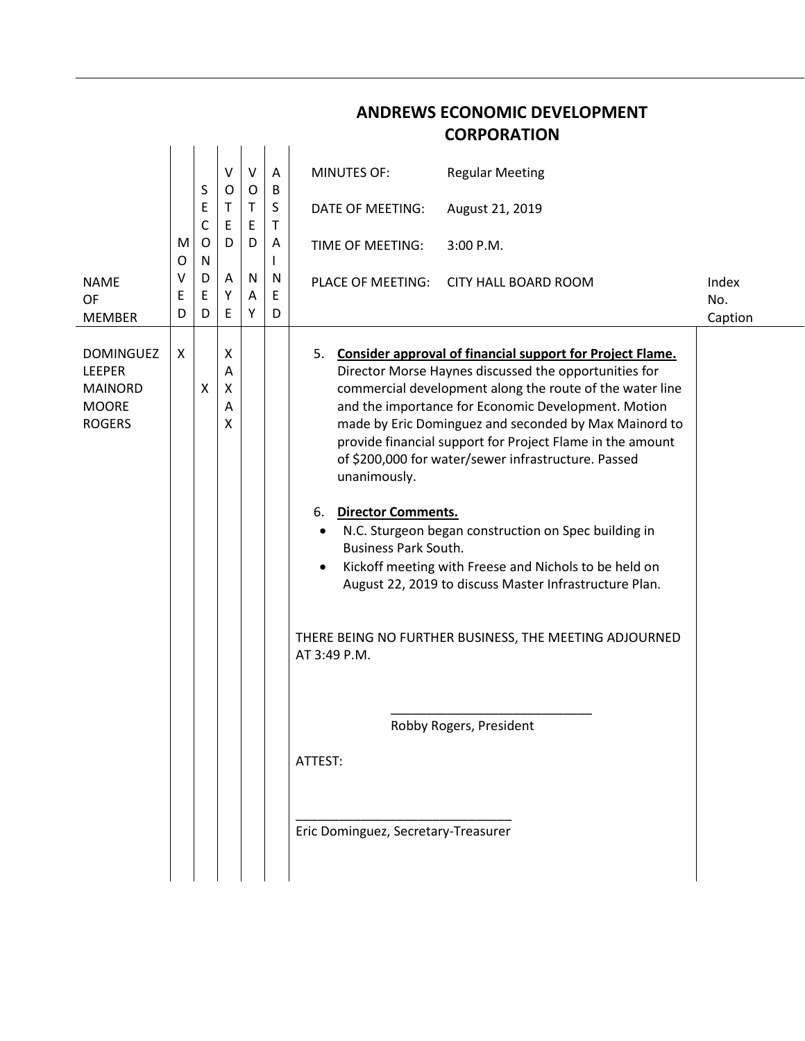# ANDREWS ECONOMIC DEVELOPMENT CORPORATION

| NAME OF MEMBER | MOVED | SECONDED | VOTED AYE | VOTED NAY | ABSTAINED | MINUTES OF: Regular Meeting<br>DATE OF MEETING: August 21, 2019<br>TIME OF MEETING: 3:00 P.M.<br>PLACE OF MEETING: CITY HALL BOARD ROOM | Index No. Caption |
|---|---|---|---|---|---|---|---|
| DOMINGUEZ | X | | X | | | | |
| LEEPER | | | A | | | | |
| MAINORD | | X | X | | | | |
| MOORE | | | A | | | | |
| ROGERS | | | X | | | | |

5. **Consider approval of financial support for Project Flame.** Director Morse Haynes discussed the opportunities for commercial development along the route of the water line and the importance for Economic Development. Motion made by Eric Dominguez and seconded by Max Mainord to provide financial support for Project Flame in the amount of $200,000 for water/sewer infrastructure. Passed unanimously.

6. **Director Comments.**
   - N.C. Sturgeon began construction on Spec building in Business Park South.
   - Kickoff meeting with Freese and Nichols to be held on August 22, 2019 to discuss Master Infrastructure Plan.

THERE BEING NO FURTHER BUSINESS, THE MEETING ADJOURNED AT 3:49 P.M.

____________________________
Robby Rogers, President

ATTEST:

______________________________
Eric Dominguez, Secretary-Treasurer